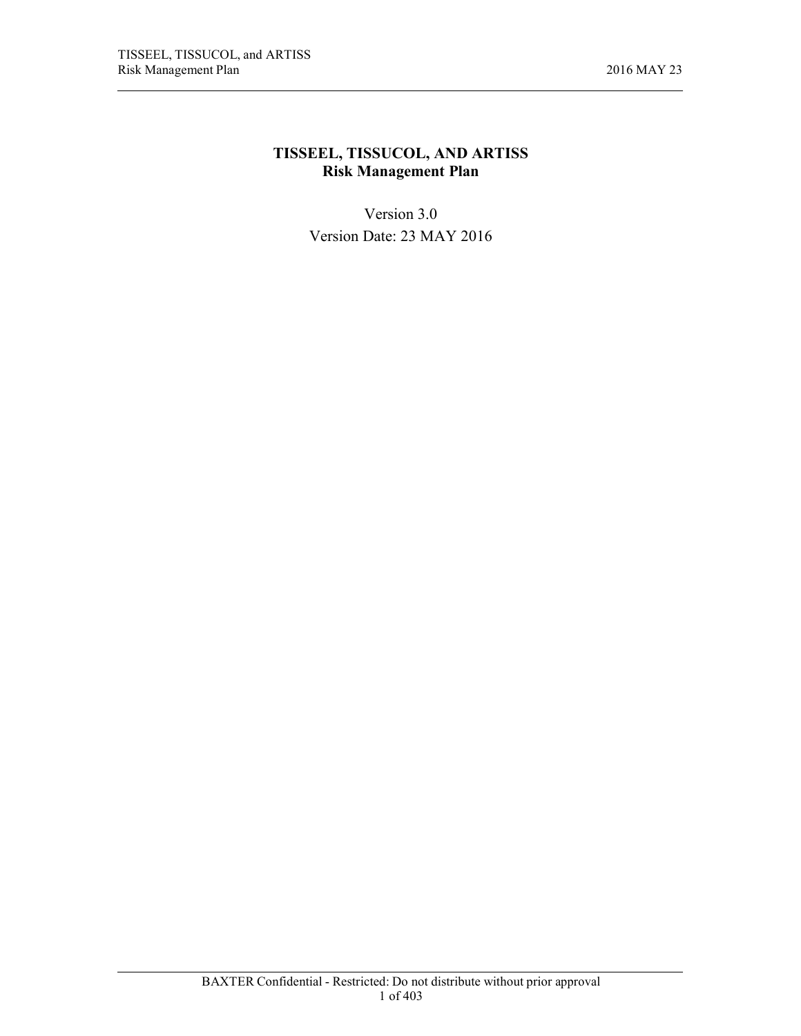# TISSEEL, TISSUCOL, AND ARTISS
# Risk Management Plan

Version 3.0

Version Date: 23 MAY 2016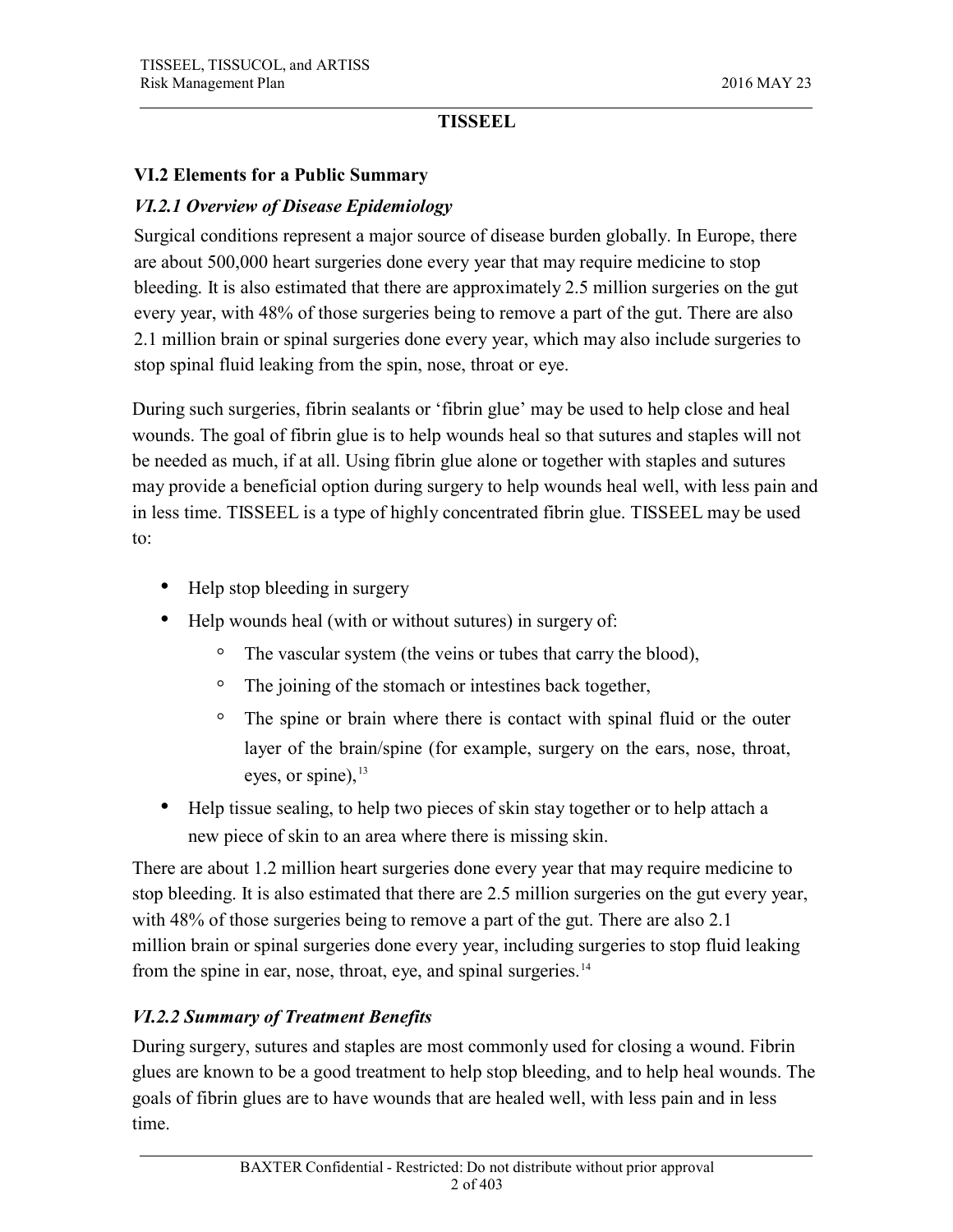**TISSEEL**

## VI.2 Elements for a Public Summary

### *VI.2.1 Overview of Disease Epidemiology*

Surgical conditions represent a major source of disease burden globally. In Europe, there are about 500,000 heart surgeries done every year that may require medicine to stop bleeding. It is also estimated that there are approximately 2.5 million surgeries on the gut every year, with 48% of those surgeries being to remove a part of the gut. There are also 2.1 million brain or spinal surgeries done every year, which may also include surgeries to stop spinal fluid leaking from the spin, nose, throat or eye.

During such surgeries, fibrin sealants or 'fibrin glue' may be used to help close and heal wounds. The goal of fibrin glue is to help wounds heal so that sutures and staples will not be needed as much, if at all. Using fibrin glue alone or together with staples and sutures may provide a beneficial option during surgery to help wounds heal well, with less pain and in less time. TISSEEL is a type of highly concentrated fibrin glue. TISSEEL may be used to:

- Help stop bleeding in surgery
- Help wounds heal (with or without sutures) in surgery of:
    - The vascular system (the veins or tubes that carry the blood),
    - The joining of the stomach or intestines back together,
    - The spine or brain where there is contact with spinal fluid or the outer layer of the brain/spine (for example, surgery on the ears, nose, throat, eyes, or spine),[13]
- Help tissue sealing, to help two pieces of skin stay together or to help attach a new piece of skin to an area where there is missing skin.

There are about 1.2 million heart surgeries done every year that may require medicine to stop bleeding. It is also estimated that there are 2.5 million surgeries on the gut every year, with 48% of those surgeries being to remove a part of the gut. There are also 2.1 million brain or spinal surgeries done every year, including surgeries to stop fluid leaking from the spine in ear, nose, throat, eye, and spinal surgeries.[14]

### *VI.2.2 Summary of Treatment Benefits*

During surgery, sutures and staples are most commonly used for closing a wound. Fibrin glues are known to be a good treatment to help stop bleeding, and to help heal wounds. The goals of fibrin glues are to have wounds that are healed well, with less pain and in less time.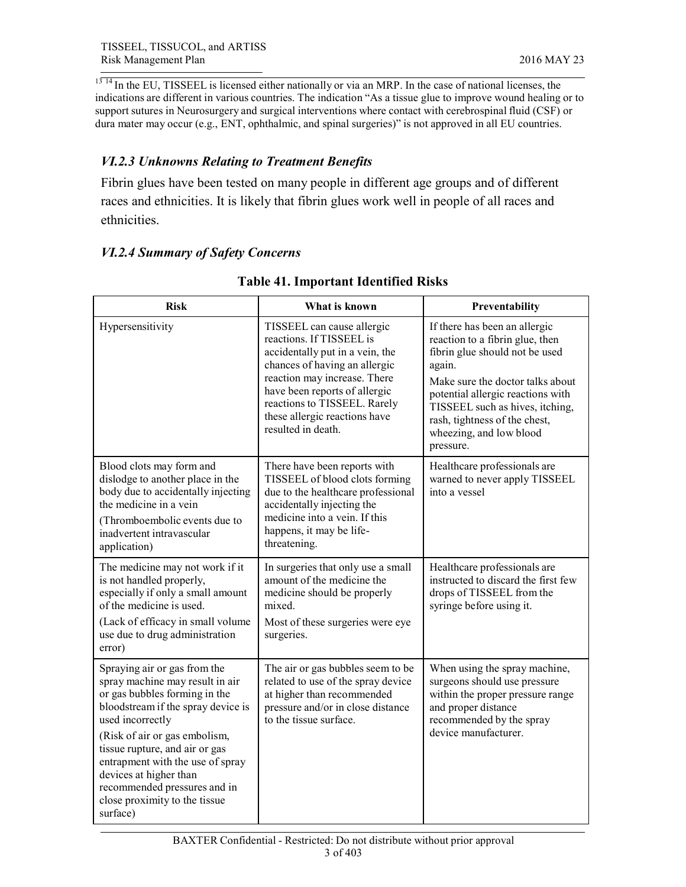[13 14] In the EU, TISSEEL is licensed either nationally or via an MRP. In the case of national licenses, the indications are different in various countries. The indication "As a tissue glue to improve wound healing or to support sutures in Neurosurgery and surgical interventions where contact with cerebrospinal fluid (CSF) or dura mater may occur (e.g., ENT, ophthalmic, and spinal surgeries)" is not approved in all EU countries.

### *VI.2.3 Unknowns Relating to Treatment Benefits*

Fibrin glues have been tested on many people in different age groups and of different races and ethnicities. It is likely that fibrin glues work well in people of all races and ethnicities.

### *VI.2.4 Summary of Safety Concerns*

**Table 41. Important Identified Risks**

| Risk | What is known | Preventability |
| --- | --- | --- |
| Hypersensitivity | TISSEEL can cause allergic reactions. If TISSEEL is accidentally put in a vein, the chances of having an allergic reaction may increase. There have been reports of allergic reactions to TISSEEL. Rarely these allergic reactions have resulted in death. | If there has been an allergic reaction to a fibrin glue, then fibrin glue should not be used again.<br>Make sure the doctor talks about potential allergic reactions with TISSEEL such as hives, itching, rash, tightness of the chest, wheezing, and low blood pressure. |
| Blood clots may form and dislodge to another place in the body due to accidentally injecting the medicine in a vein<br>(Thromboembolic events due to inadvertent intravascular application) | There have been reports with TISSEEL of blood clots forming due to the healthcare professional accidentally injecting the medicine into a vein. If this happens, it may be life-threatening. | Healthcare professionals are warned to never apply TISSEEL into a vessel |
| The medicine may not work if it is not handled properly, especially if only a small amount of the medicine is used.<br>(Lack of efficacy in small volume use due to drug administration error) | In surgeries that only use a small amount of the medicine the medicine should be properly mixed.<br>Most of these surgeries were eye surgeries. | Healthcare professionals are instructed to discard the first few drops of TISSEEL from the syringe before using it. |
| Spraying air or gas from the spray machine may result in air or gas bubbles forming in the bloodstream if the spray device is used incorrectly<br>(Risk of air or gas embolism, tissue rupture, and air or gas entrapment with the use of spray devices at higher than recommended pressures and in close proximity to the tissue surface) | The air or gas bubbles seem to be related to use of the spray device at higher than recommended pressure and/or in close distance to the tissue surface. | When using the spray machine, surgeons should use pressure within the proper pressure range and proper distance recommended by the spray device manufacturer. |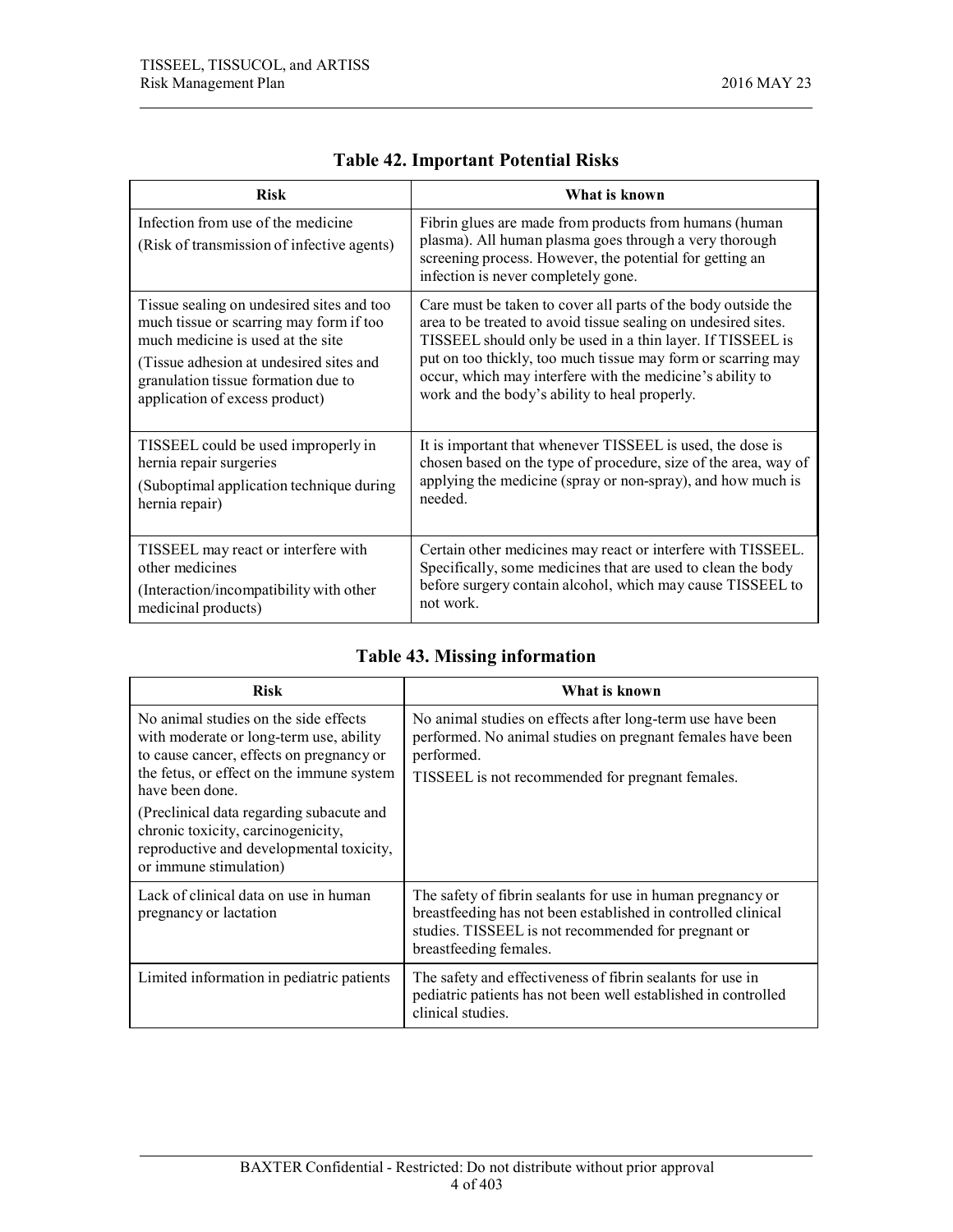**Table 42. Important Potential Risks**

| Risk | What is known |
| --- | --- |
| Infection from use of the medicine<br>(Risk of transmission of infective agents) | Fibrin glues are made from products from humans (human plasma). All human plasma goes through a very thorough screening process. However, the potential for getting an infection is never completely gone. |
| Tissue sealing on undesired sites and too much tissue or scarring may form if too much medicine is used at the site<br>(Tissue adhesion at undesired sites and granulation tissue formation due to application of excess product) | Care must be taken to cover all parts of the body outside the area to be treated to avoid tissue sealing on undesired sites. TISSEEL should only be used in a thin layer. If TISSEEL is put on too thickly, too much tissue may form or scarring may occur, which may interfere with the medicine's ability to work and the body's ability to heal properly. |
| TISSEEL could be used improperly in hernia repair surgeries<br>(Suboptimal application technique during hernia repair) | It is important that whenever TISSEEL is used, the dose is chosen based on the type of procedure, size of the area, way of applying the medicine (spray or non-spray), and how much is needed. |
| TISSEEL may react or interfere with other medicines<br>(Interaction/incompatibility with other medicinal products) | Certain other medicines may react or interfere with TISSEEL. Specifically, some medicines that are used to clean the body before surgery contain alcohol, which may cause TISSEEL to not work. |

**Table 43. Missing information**

| Risk | What is known |
| --- | --- |
| No animal studies on the side effects with moderate or long-term use, ability to cause cancer, effects on pregnancy or the fetus, or effect on the immune system have been done.<br>(Preclinical data regarding subacute and chronic toxicity, carcinogenicity, reproductive and developmental toxicity, or immune stimulation) | No animal studies on effects after long-term use have been performed. No animal studies on pregnant females have been performed.<br>TISSEEL is not recommended for pregnant females. |
| Lack of clinical data on use in human pregnancy or lactation | The safety of fibrin sealants for use in human pregnancy or breastfeeding has not been established in controlled clinical studies. TISSEEL is not recommended for pregnant or breastfeeding females. |
| Limited information in pediatric patients | The safety and effectiveness of fibrin sealants for use in pediatric patients has not been well established in controlled clinical studies. |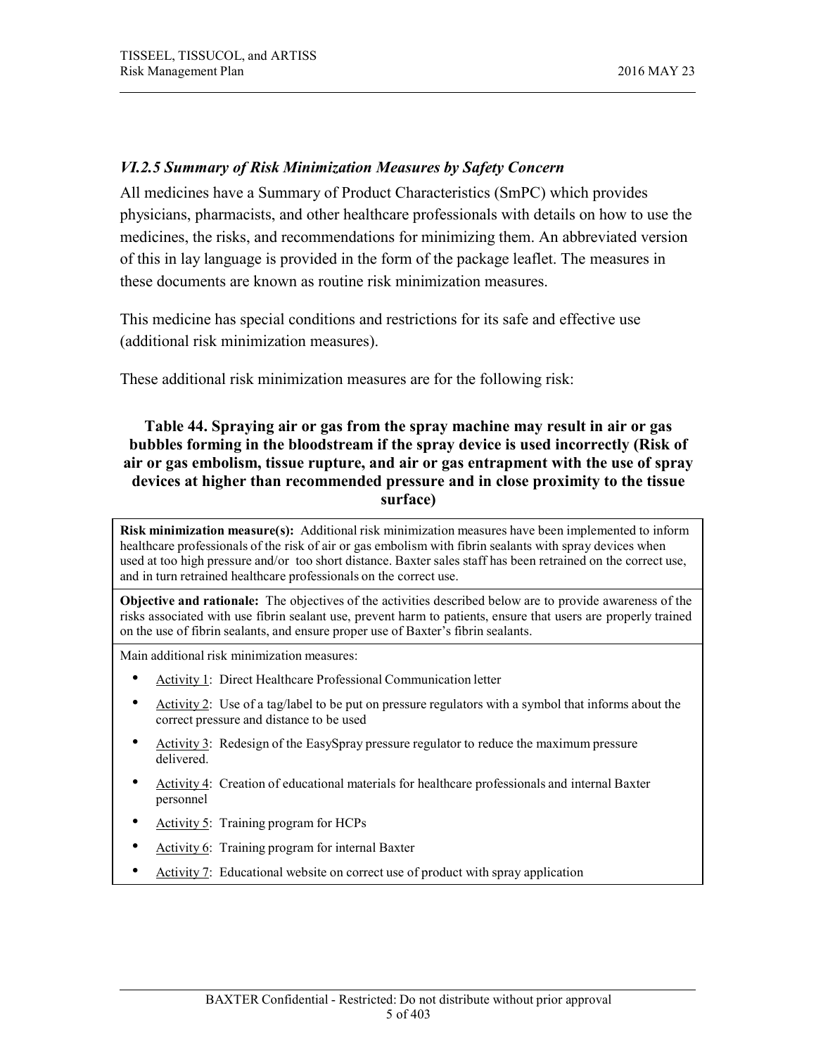### *VI.2.5 Summary of Risk Minimization Measures by Safety Concern*

All medicines have a Summary of Product Characteristics (SmPC) which provides physicians, pharmacists, and other healthcare professionals with details on how to use the medicines, the risks, and recommendations for minimizing them. An abbreviated version of this in lay language is provided in the form of the package leaflet. The measures in these documents are known as routine risk minimization measures.

This medicine has special conditions and restrictions for its safe and effective use (additional risk minimization measures).

These additional risk minimization measures are for the following risk:

**Table 44. Spraying air or gas from the spray machine may result in air or gas bubbles forming in the bloodstream if the spray device is used incorrectly (Risk of air or gas embolism, tissue rupture, and air or gas entrapment with the use of spray devices at higher than recommended pressure and in close proximity to the tissue surface)**

| |
|---|
| **Risk minimization measure(s):** Additional risk minimization measures have been implemented to inform healthcare professionals of the risk of air or gas embolism with fibrin sealants with spray devices when used at too high pressure and/or too short distance. Baxter sales staff has been retrained on the correct use, and in turn retrained healthcare professionals on the correct use. |
| **Objective and rationale:** The objectives of the activities described below are to provide awareness of the risks associated with use fibrin sealant use, prevent harm to patients, ensure that users are properly trained on the use of fibrin sealants, and ensure proper use of Baxter's fibrin sealants. |
| Main additional risk minimization measures: <br>• Activity 1: Direct Healthcare Professional Communication letter <br>• Activity 2: Use of a tag/label to be put on pressure regulators with a symbol that informs about the correct pressure and distance to be used <br>• Activity 3: Redesign of the EasySpray pressure regulator to reduce the maximum pressure delivered. <br>• Activity 4: Creation of educational materials for healthcare professionals and internal Baxter personnel <br>• Activity 5: Training program for HCPs <br>• Activity 6: Training program for internal Baxter <br>• Activity 7: Educational website on correct use of product with spray application |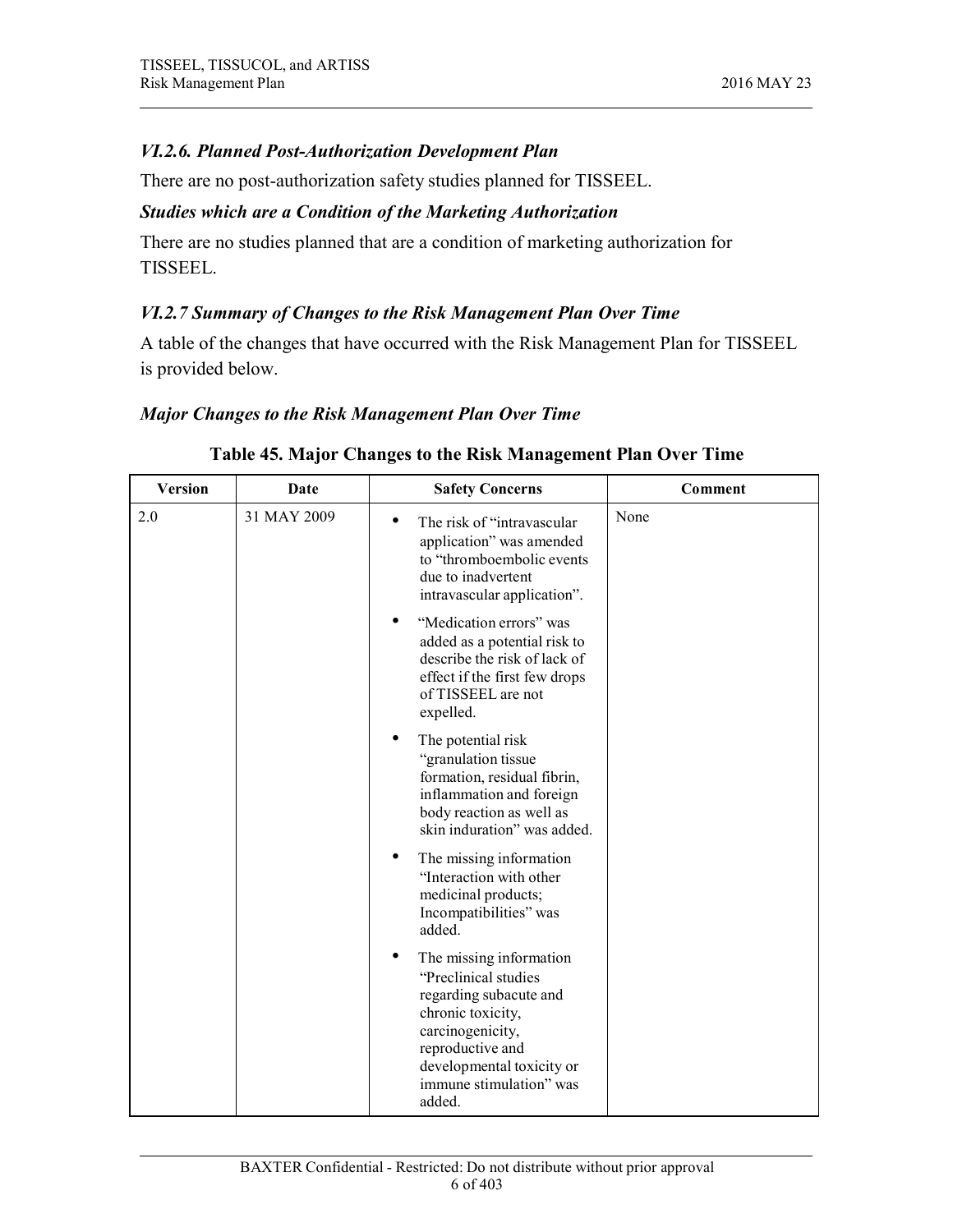### *VI.2.6. Planned Post-Authorization Development Plan*

There are no post-authorization safety studies planned for TISSEEL.

#### *Studies which are a Condition of the Marketing Authorization*

There are no studies planned that are a condition of marketing authorization for TISSEEL.

### *VI.2.7 Summary of Changes to the Risk Management Plan Over Time*

A table of the changes that have occurred with the Risk Management Plan for TISSEEL is provided below.

#### *Major Changes to the Risk Management Plan Over Time*

**Table 45. Major Changes to the Risk Management Plan Over Time**

| Version | Date | Safety Concerns | Comment |
|---|---|---|---|
| 2.0 | 31 MAY 2009 | • The risk of "intravascular application" was amended to "thromboembolic events due to inadvertent intravascular application".<br>• "Medication errors" was added as a potential risk to describe the risk of lack of effect if the first few drops of TISSEEL are not expelled.<br>• The potential risk "granulation tissue formation, residual fibrin, inflammation and foreign body reaction as well as skin induration" was added.<br>• The missing information "Interaction with other medicinal products; Incompatibilities" was added.<br>• The missing information "Preclinical studies regarding subacute and chronic toxicity, carcinogenicity, reproductive and developmental toxicity or immune stimulation" was added. | None |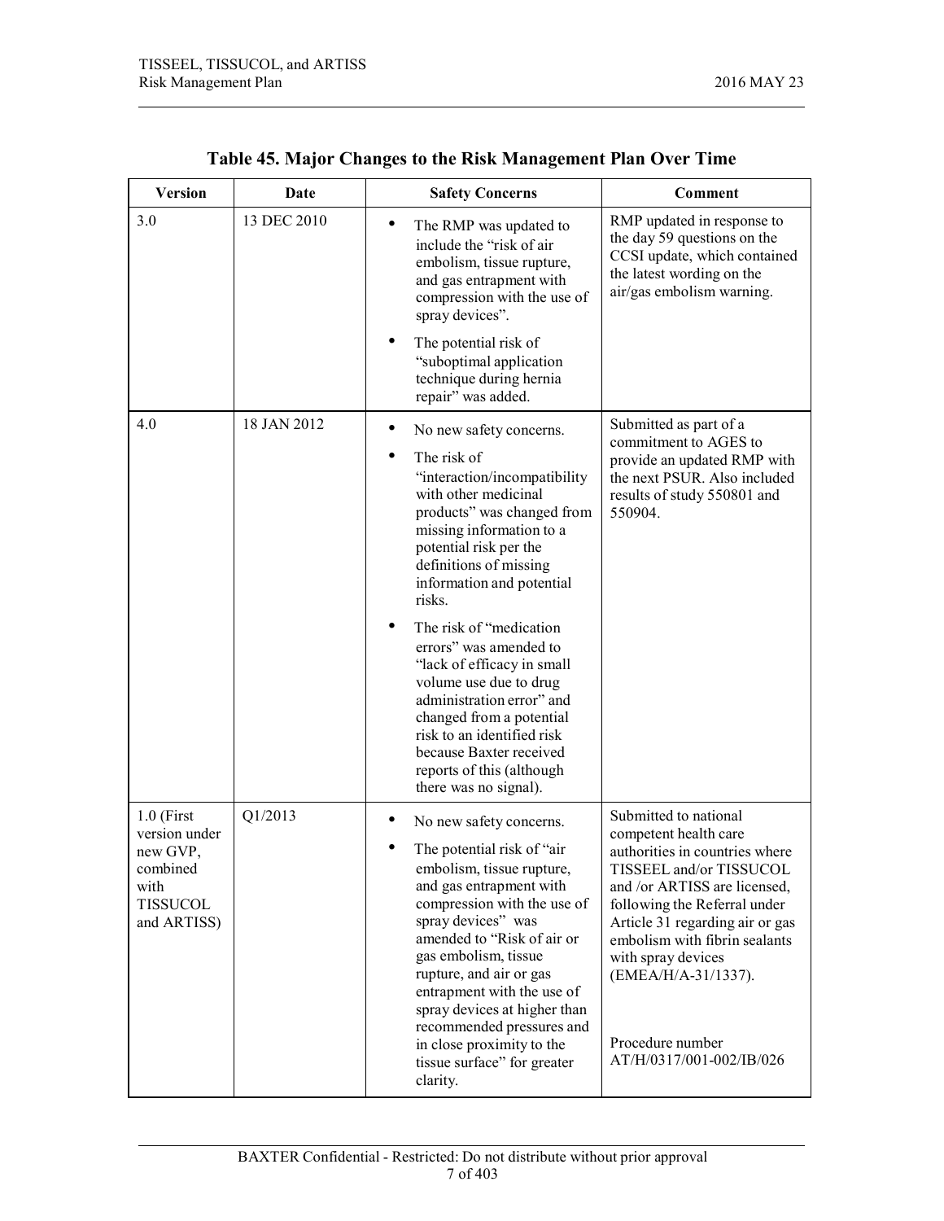**Table 45. Major Changes to the Risk Management Plan Over Time**

| Version | Date | Safety Concerns | Comment |
|---|---|---|---|
| 3.0 | 13 DEC 2010 | • The RMP was updated to include the "risk of air embolism, tissue rupture, and gas entrapment with compression with the use of spray devices".<br>• The potential risk of "suboptimal application technique during hernia repair" was added. | RMP updated in response to the day 59 questions on the CCSI update, which contained the latest wording on the air/gas embolism warning. |
| 4.0 | 18 JAN 2012 | • No new safety concerns.<br>• The risk of "interaction/incompatibility with other medicinal products" was changed from missing information to a potential risk per the definitions of missing information and potential risks.<br>• The risk of "medication errors" was amended to "lack of efficacy in small volume use due to drug administration error" and changed from a potential risk to an identified risk because Baxter received reports of this (although there was no signal). | Submitted as part of a commitment to AGES to provide an updated RMP with the next PSUR. Also included results of study 550801 and 550904. |
| 1.0 (First version under new GVP, combined with TISSUCOL and ARTISS) | Q1/2013 | • No new safety concerns.<br>• The potential risk of "air embolism, tissue rupture, and gas entrapment with compression with the use of spray devices" was amended to "Risk of air or gas embolism, tissue rupture, and air or gas entrapment with the use of spray devices at higher than recommended pressures and in close proximity to the tissue surface" for greater clarity. | Submitted to national competent health care authorities in countries where TISSEEL and/or TISSUCOL and /or ARTISS are licensed, following the Referral under Article 31 regarding air or gas embolism with fibrin sealants with spray devices (EMEA/H/A-31/1337).<br><br>Procedure number AT/H/0317/001-002/IB/026 |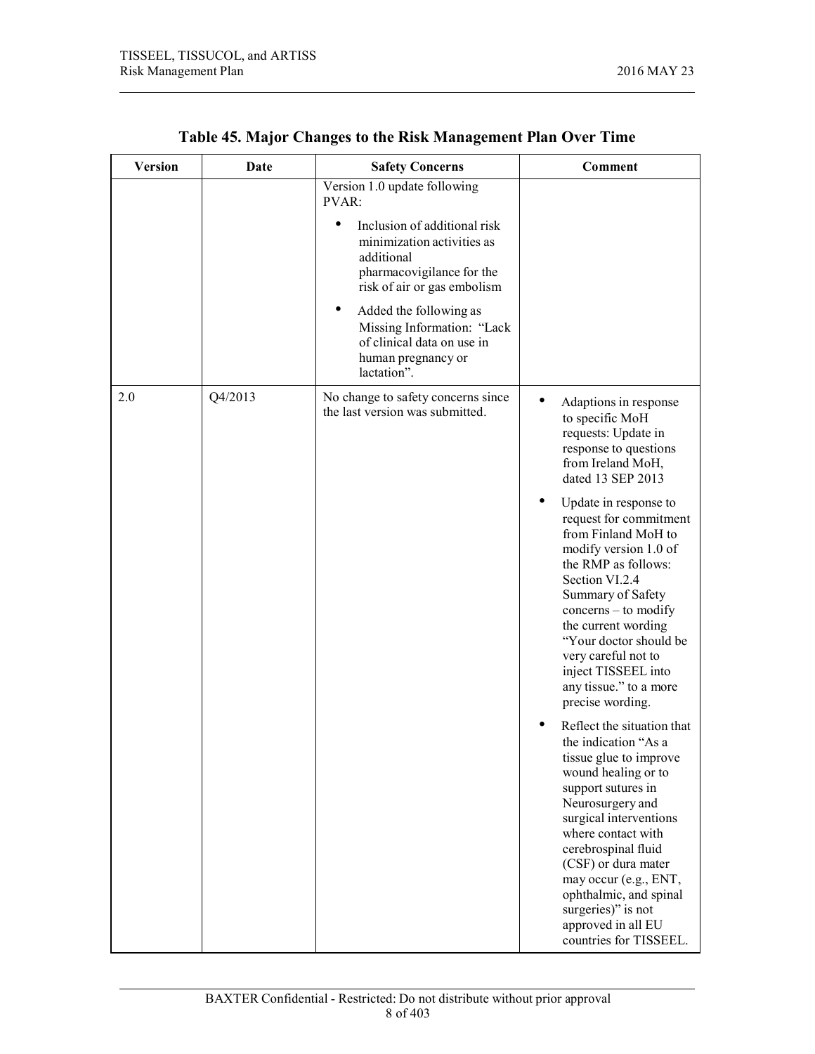**Table 45. Major Changes to the Risk Management Plan Over Time**

| Version | Date | Safety Concerns | Comment |
| --- | --- | --- | --- |
| | | Version 1.0 update following PVAR:<br>• Inclusion of additional risk minimization activities as additional pharmacovigilance for the risk of air or gas embolism<br>• Added the following as Missing Information: "Lack of clinical data on use in human pregnancy or lactation". | |
| 2.0 | Q4/2013 | No change to safety concerns since the last version was submitted. | • Adaptions in response to specific MoH requests: Update in response to questions from Ireland MoH, dated 13 SEP 2013<br>• Update in response to request for commitment from Finland MoH to modify version 1.0 of the RMP as follows: Section VI.2.4 Summary of Safety concerns – to modify the current wording "Your doctor should be very careful not to inject TISSEEL into any tissue." to a more precise wording.<br>• Reflect the situation that the indication "As a tissue glue to improve wound healing or to support sutures in Neurosurgery and surgical interventions where contact with cerebrospinal fluid (CSF) or dura mater may occur (e.g., ENT, ophthalmic, and spinal surgeries)" is not approved in all EU countries for TISSEEL. |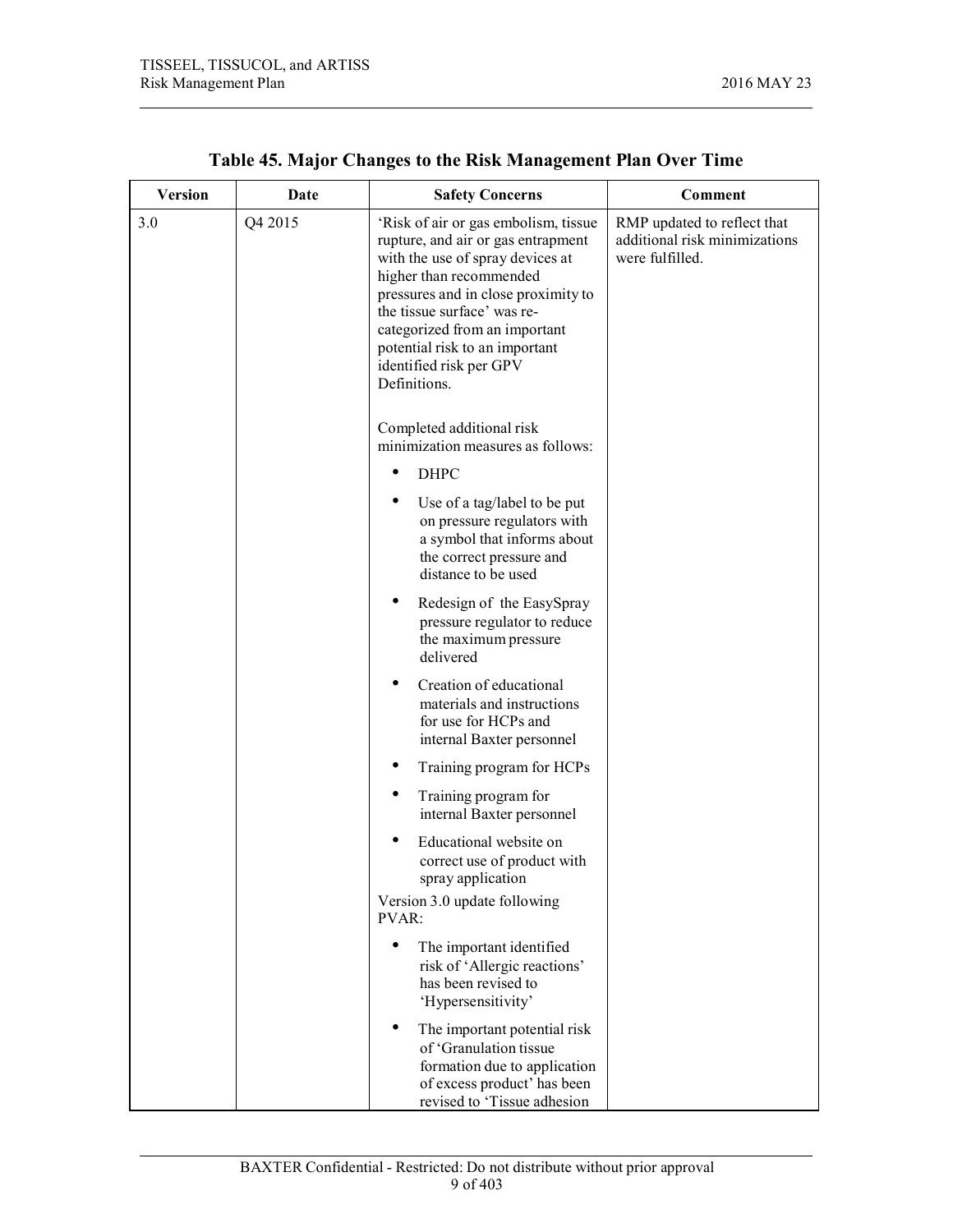**Table 45. Major Changes to the Risk Management Plan Over Time**

| Version | Date | Safety Concerns | Comment |
|---|---|---|---|
| 3.0 | Q4 2015 | 'Risk of air or gas embolism, tissue rupture, and air or gas entrapment with the use of spray devices at higher than recommended pressures and in close proximity to the tissue surface' was re-categorized from an important potential risk to an important identified risk per GPV Definitions.<br><br>Completed additional risk minimization measures as follows:<br>• DHPC<br>• Use of a tag/label to be put on pressure regulators with a symbol that informs about the correct pressure and distance to be used<br>• Redesign of the EasySpray pressure regulator to reduce the maximum pressure delivered<br>• Creation of educational materials and instructions for use for HCPs and internal Baxter personnel<br>• Training program for HCPs<br>• Training program for internal Baxter personnel<br>• Educational website on correct use of product with spray application<br>Version 3.0 update following PVAR:<br>• The important identified risk of 'Allergic reactions' has been revised to 'Hypersensitivity'<br>• The important potential risk of 'Granulation tissue formation due to application of excess product' has been revised to 'Tissue adhesion | RMP updated to reflect that additional risk minimizations were fulfilled. |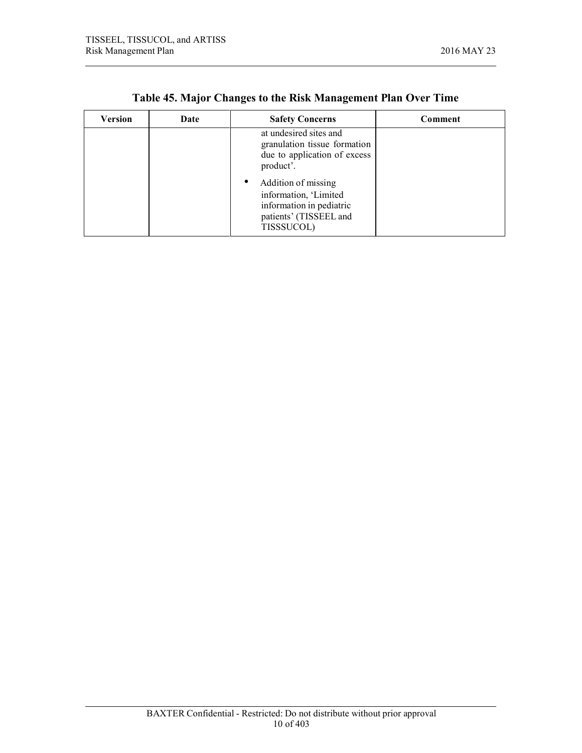**Table 45. Major Changes to the Risk Management Plan Over Time**

| Version | Date | Safety Concerns | Comment |
|---|---|---|---|
| | | at undesired sites and granulation tissue formation due to application of excess product'.<br>• Addition of missing information, 'Limited information in pediatric patients' (TISSEEL and TISSSUCOL) | |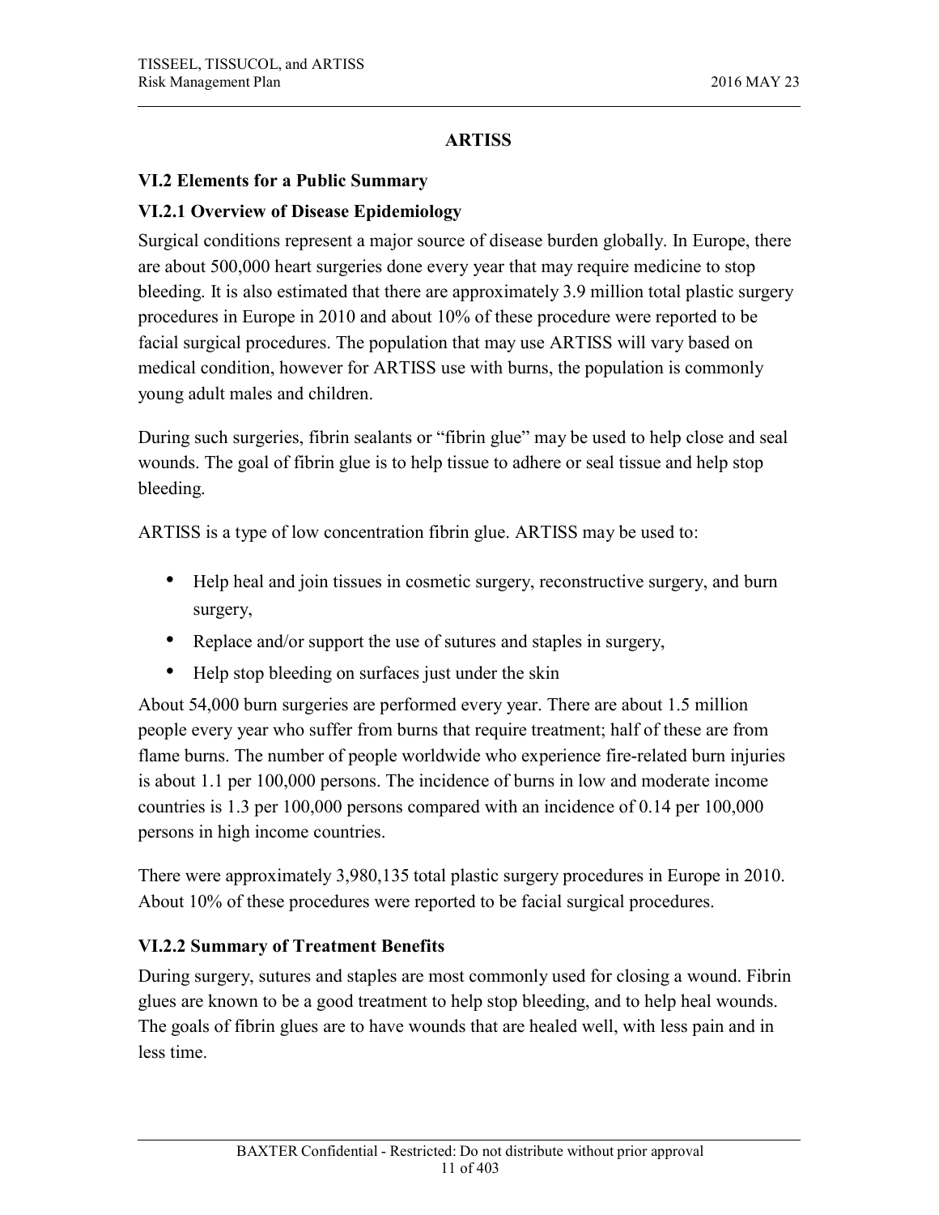**ARTISS**

## VI.2 Elements for a Public Summary

### VI.2.1 Overview of Disease Epidemiology

Surgical conditions represent a major source of disease burden globally. In Europe, there are about 500,000 heart surgeries done every year that may require medicine to stop bleeding. It is also estimated that there are approximately 3.9 million total plastic surgery procedures in Europe in 2010 and about 10% of these procedure were reported to be facial surgical procedures. The population that may use ARTISS will vary based on medical condition, however for ARTISS use with burns, the population is commonly young adult males and children.

During such surgeries, fibrin sealants or "fibrin glue" may be used to help close and seal wounds. The goal of fibrin glue is to help tissue to adhere or seal tissue and help stop bleeding.

ARTISS is a type of low concentration fibrin glue. ARTISS may be used to:

- Help heal and join tissues in cosmetic surgery, reconstructive surgery, and burn surgery,
- Replace and/or support the use of sutures and staples in surgery,
- Help stop bleeding on surfaces just under the skin

About 54,000 burn surgeries are performed every year. There are about 1.5 million people every year who suffer from burns that require treatment; half of these are from flame burns. The number of people worldwide who experience fire-related burn injuries is about 1.1 per 100,000 persons. The incidence of burns in low and moderate income countries is 1.3 per 100,000 persons compared with an incidence of 0.14 per 100,000 persons in high income countries.

There were approximately 3,980,135 total plastic surgery procedures in Europe in 2010. About 10% of these procedures were reported to be facial surgical procedures.

### VI.2.2 Summary of Treatment Benefits

During surgery, sutures and staples are most commonly used for closing a wound. Fibrin glues are known to be a good treatment to help stop bleeding, and to help heal wounds. The goals of fibrin glues are to have wounds that are healed well, with less pain and in less time.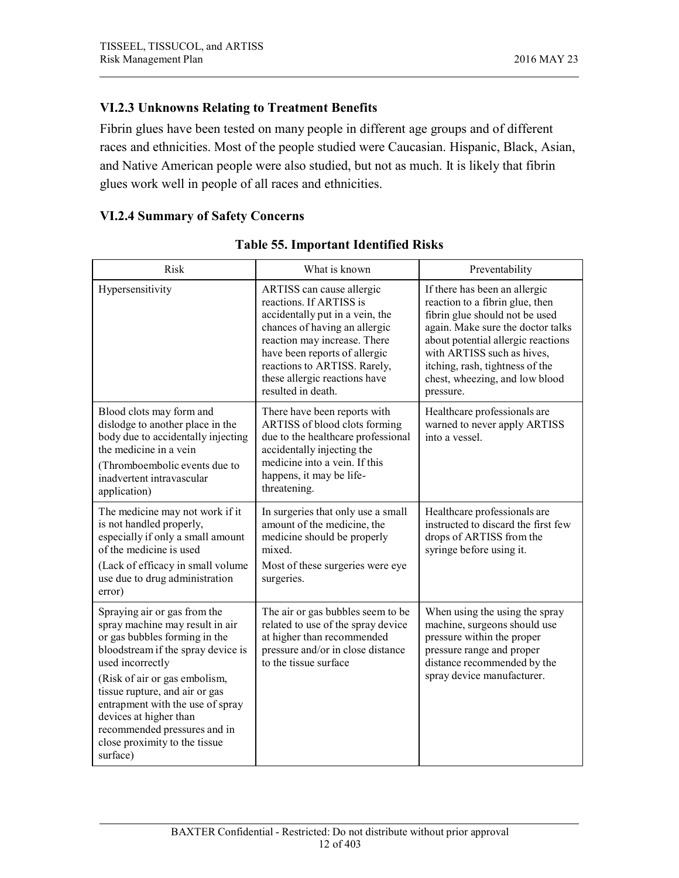### VI.2.3 Unknowns Relating to Treatment Benefits

Fibrin glues have been tested on many people in different age groups and of different races and ethnicities. Most of the people studied were Caucasian. Hispanic, Black, Asian, and Native American people were also studied, but not as much. It is likely that fibrin glues work well in people of all races and ethnicities.

### VI.2.4 Summary of Safety Concerns

**Table 55. Important Identified Risks**

| Risk | What is known | Preventability |
| --- | --- | --- |
| Hypersensitivity | ARTISS can cause allergic reactions. If ARTISS is accidentally put in a vein, the chances of having an allergic reaction may increase. There have been reports of allergic reactions to ARTISS. Rarely, these allergic reactions have resulted in death. | If there has been an allergic reaction to a fibrin glue, then fibrin glue should not be used again. Make sure the doctor talks about potential allergic reactions with ARTISS such as hives, itching, rash, tightness of the chest, wheezing, and low blood pressure. |
| Blood clots may form and dislodge to another place in the body due to accidentally injecting the medicine in a vein<br>(Thromboembolic events due to inadvertent intravascular application) | There have been reports with ARTISS of blood clots forming due to the healthcare professional accidentally injecting the medicine into a vein. If this happens, it may be life-threatening. | Healthcare professionals are warned to never apply ARTISS into a vessel. |
| The medicine may not work if it is not handled properly, especially if only a small amount of the medicine is used<br>(Lack of efficacy in small volume use due to drug administration error) | In surgeries that only use a small amount of the medicine, the medicine should be properly mixed.<br>Most of these surgeries were eye surgeries. | Healthcare professionals are instructed to discard the first few drops of ARTISS from the syringe before using it. |
| Spraying air or gas from the spray machine may result in air or gas bubbles forming in the bloodstream if the spray device is used incorrectly<br>(Risk of air or gas embolism, tissue rupture, and air or gas entrapment with the use of spray devices at higher than recommended pressures and in close proximity to the tissue surface) | The air or gas bubbles seem to be related to use of the spray device at higher than recommended pressure and/or in close distance to the tissue surface | When using the using the spray machine, surgeons should use pressure within the proper pressure range and proper distance recommended by the spray device manufacturer. |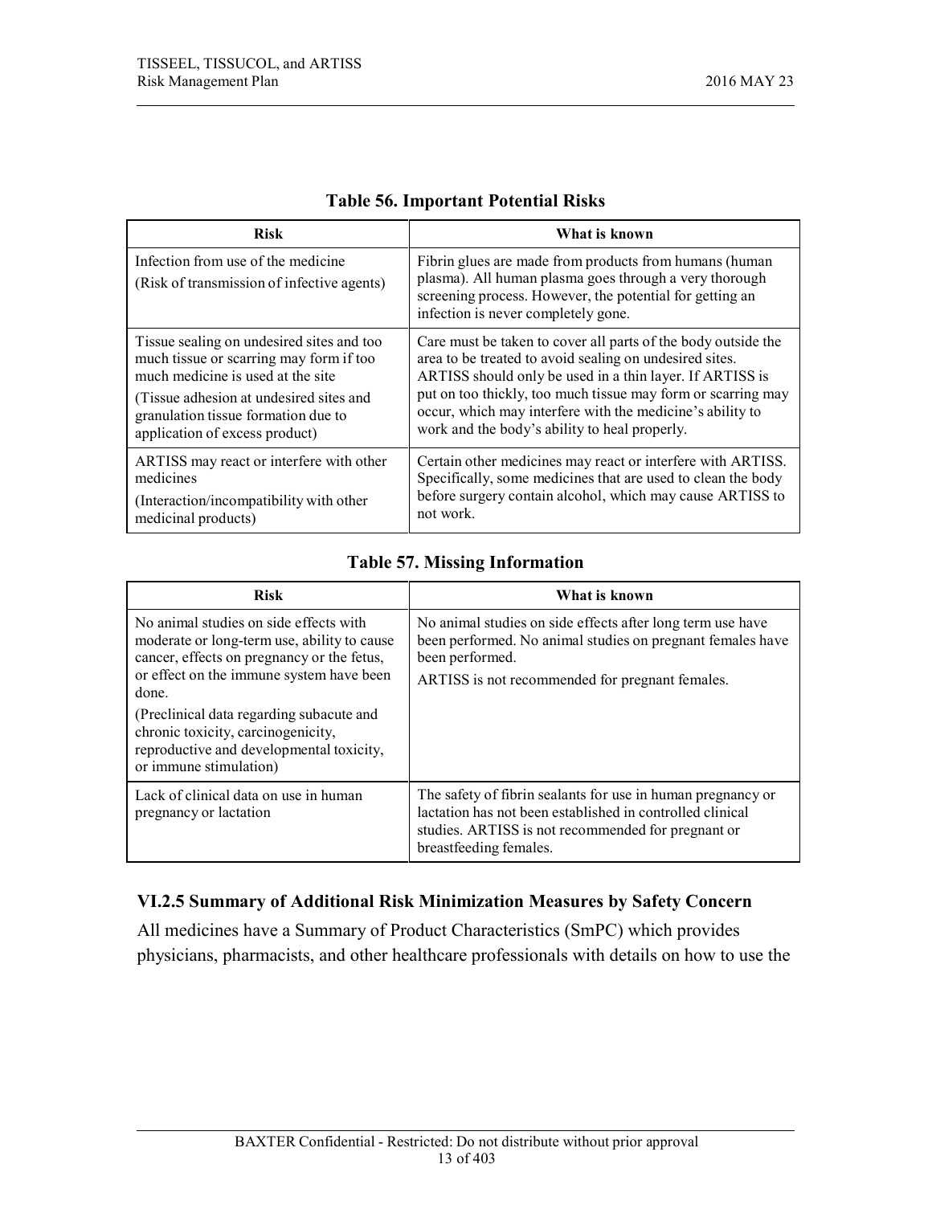**Table 56. Important Potential Risks**

| Risk | What is known |
| --- | --- |
| Infection from use of the medicine<br>(Risk of transmission of infective agents) | Fibrin glues are made from products from humans (human plasma). All human plasma goes through a very thorough screening process. However, the potential for getting an infection is never completely gone. |
| Tissue sealing on undesired sites and too much tissue or scarring may form if too much medicine is used at the site<br>(Tissue adhesion at undesired sites and granulation tissue formation due to application of excess product) | Care must be taken to cover all parts of the body outside the area to be treated to avoid sealing on undesired sites. ARTISS should only be used in a thin layer. If ARTISS is put on too thickly, too much tissue may form or scarring may occur, which may interfere with the medicine's ability to work and the body's ability to heal properly. |
| ARTISS may react or interfere with other medicines<br>(Interaction/incompatibility with other medicinal products) | Certain other medicines may react or interfere with ARTISS. Specifically, some medicines that are used to clean the body before surgery contain alcohol, which may cause ARTISS to not work. |

**Table 57. Missing Information**

| Risk | What is known |
| --- | --- |
| No animal studies on side effects with moderate or long-term use, ability to cause cancer, effects on pregnancy or the fetus, or effect on the immune system have been done.<br>(Preclinical data regarding subacute and chronic toxicity, carcinogenicity, reproductive and developmental toxicity, or immune stimulation) | No animal studies on side effects after long term use have been performed. No animal studies on pregnant females have been performed.<br>ARTISS is not recommended for pregnant females. |
| Lack of clinical data on use in human pregnancy or lactation | The safety of fibrin sealants for use in human pregnancy or lactation has not been established in controlled clinical studies. ARTISS is not recommended for pregnant or breastfeeding females. |

### VI.2.5 Summary of Additional Risk Minimization Measures by Safety Concern

All medicines have a Summary of Product Characteristics (SmPC) which provides physicians, pharmacists, and other healthcare professionals with details on how to use the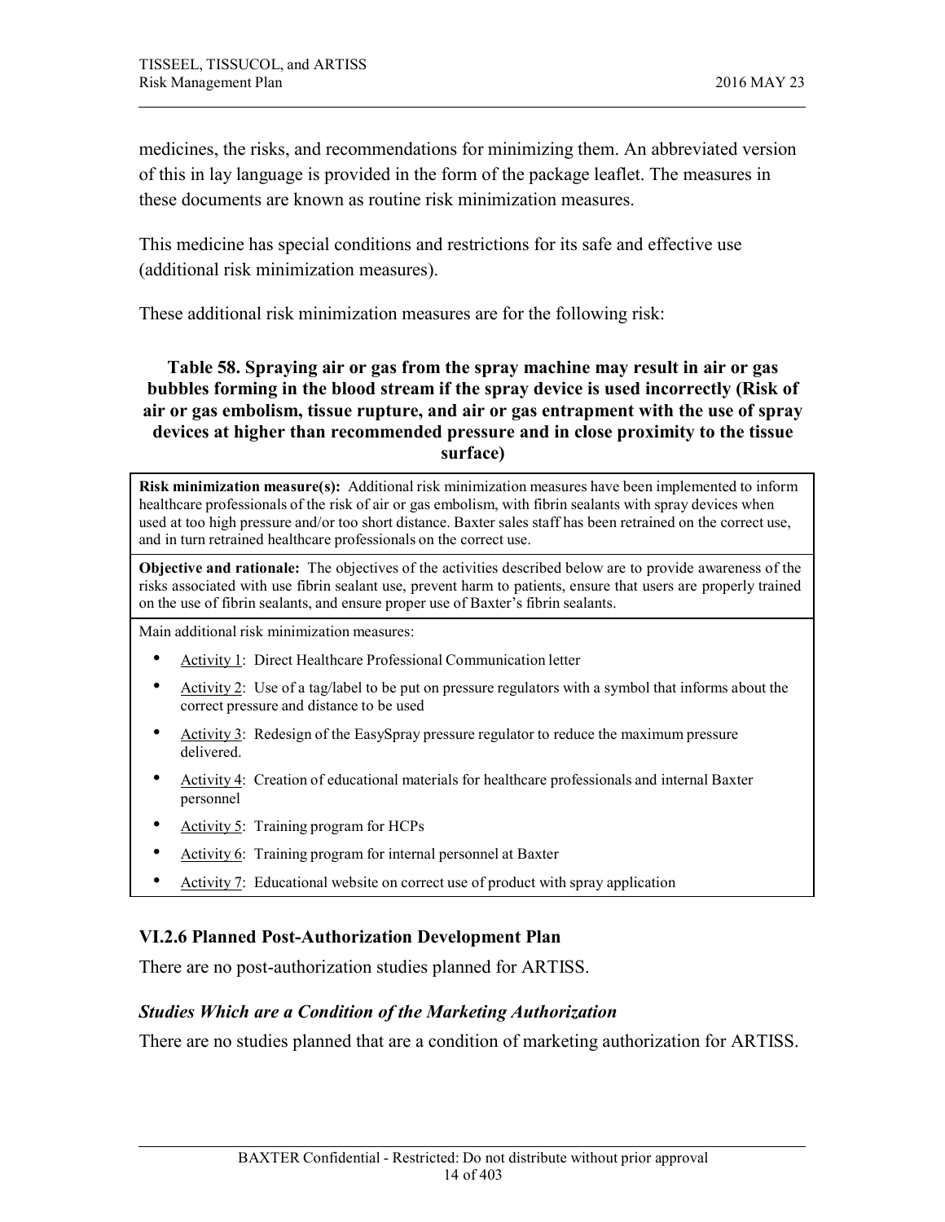medicines, the risks, and recommendations for minimizing them. An abbreviated version of this in lay language is provided in the form of the package leaflet. The measures in these documents are known as routine risk minimization measures.

This medicine has special conditions and restrictions for its safe and effective use (additional risk minimization measures).

These additional risk minimization measures are for the following risk:

**Table 58. Spraying air or gas from the spray machine may result in air or gas bubbles forming in the blood stream if the spray device is used incorrectly (Risk of air or gas embolism, tissue rupture, and air or gas entrapment with the use of spray devices at higher than recommended pressure and in close proximity to the tissue surface)**

| **Risk minimization measure(s):** Additional risk minimization measures have been implemented to inform healthcare professionals of the risk of air or gas embolism, with fibrin sealants with spray devices when used at too high pressure and/or too short distance. Baxter sales staff has been retrained on the correct use, and in turn retrained healthcare professionals on the correct use. |
|---|
| **Objective and rationale:** The objectives of the activities described below are to provide awareness of the risks associated with use fibrin sealant use, prevent harm to patients, ensure that users are properly trained on the use of fibrin sealants, and ensure proper use of Baxter's fibrin sealants. |
| Main additional risk minimization measures:<br>• Activity 1: Direct Healthcare Professional Communication letter<br>• Activity 2: Use of a tag/label to be put on pressure regulators with a symbol that informs about the correct pressure and distance to be used<br>• Activity 3: Redesign of the EasySpray pressure regulator to reduce the maximum pressure delivered.<br>• Activity 4: Creation of educational materials for healthcare professionals and internal Baxter personnel<br>• Activity 5: Training program for HCPs<br>• Activity 6: Training program for internal personnel at Baxter<br>• Activity 7: Educational website on correct use of product with spray application |

### VI.2.6 Planned Post-Authorization Development Plan

There are no post-authorization studies planned for ARTISS.

#### *Studies Which are a Condition of the Marketing Authorization*

There are no studies planned that are a condition of marketing authorization for ARTISS.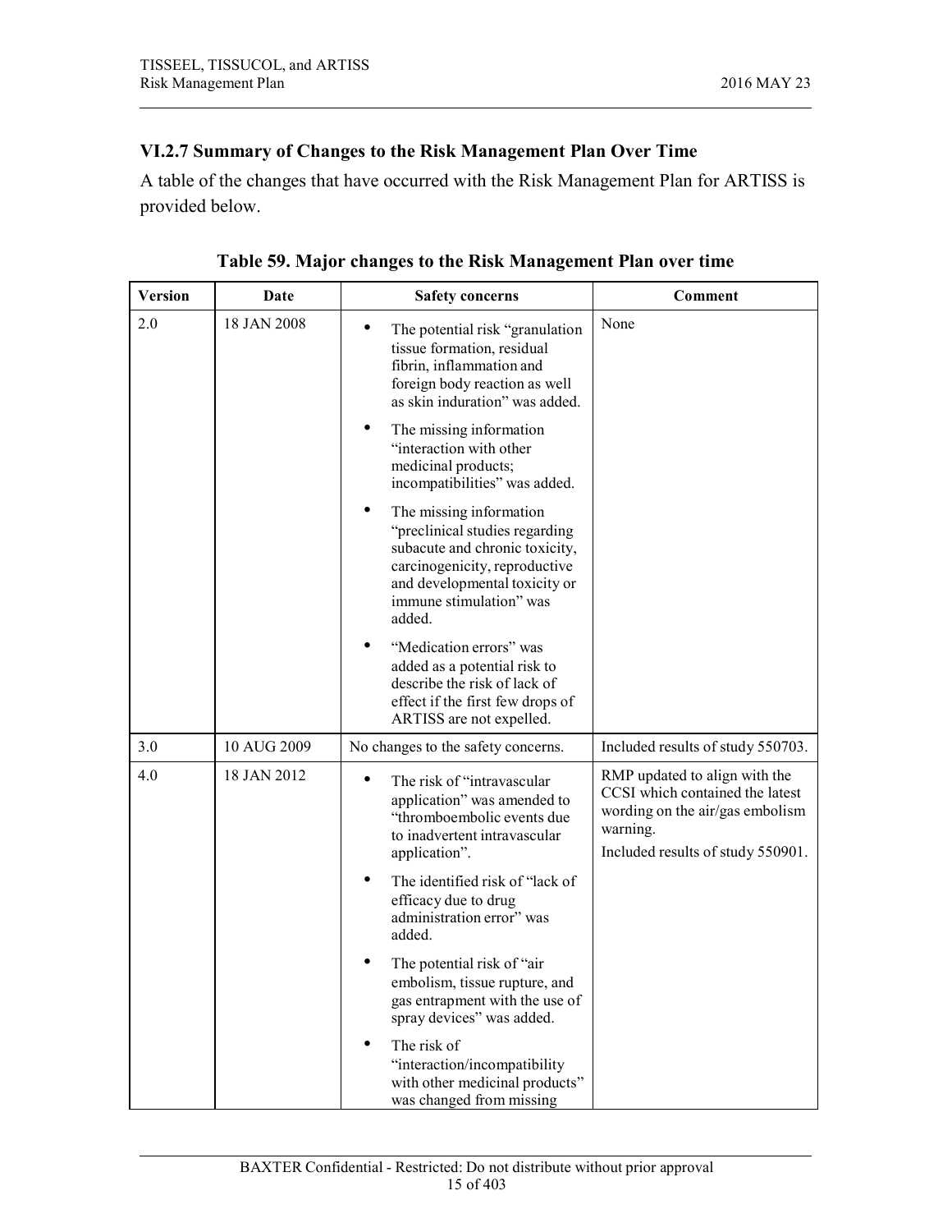### VI.2.7 Summary of Changes to the Risk Management Plan Over Time

A table of the changes that have occurred with the Risk Management Plan for ARTISS is provided below.

**Table 59. Major changes to the Risk Management Plan over time**

| Version | Date | Safety concerns | Comment |
|---|---|---|---|
| 2.0 | 18 JAN 2008 | • The potential risk "granulation tissue formation, residual fibrin, inflammation and foreign body reaction as well as skin induration" was added.<br>• The missing information "interaction with other medicinal products; incompatibilities" was added.<br>• The missing information "preclinical studies regarding subacute and chronic toxicity, carcinogenicity, reproductive and developmental toxicity or immune stimulation" was added.<br>• "Medication errors" was added as a potential risk to describe the risk of lack of effect if the first few drops of ARTISS are not expelled. | None |
| 3.0 | 10 AUG 2009 | No changes to the safety concerns. | Included results of study 550703. |
| 4.0 | 18 JAN 2012 | • The risk of "intravascular application" was amended to "thromboembolic events due to inadvertent intravascular application".<br>• The identified risk of "lack of efficacy due to drug administration error" was added.<br>• The potential risk of "air embolism, tissue rupture, and gas entrapment with the use of spray devices" was added.<br>• The risk of "interaction/incompatibility with other medicinal products" was changed from missing | RMP updated to align with the CCSI which contained the latest wording on the air/gas embolism warning.<br>Included results of study 550901. |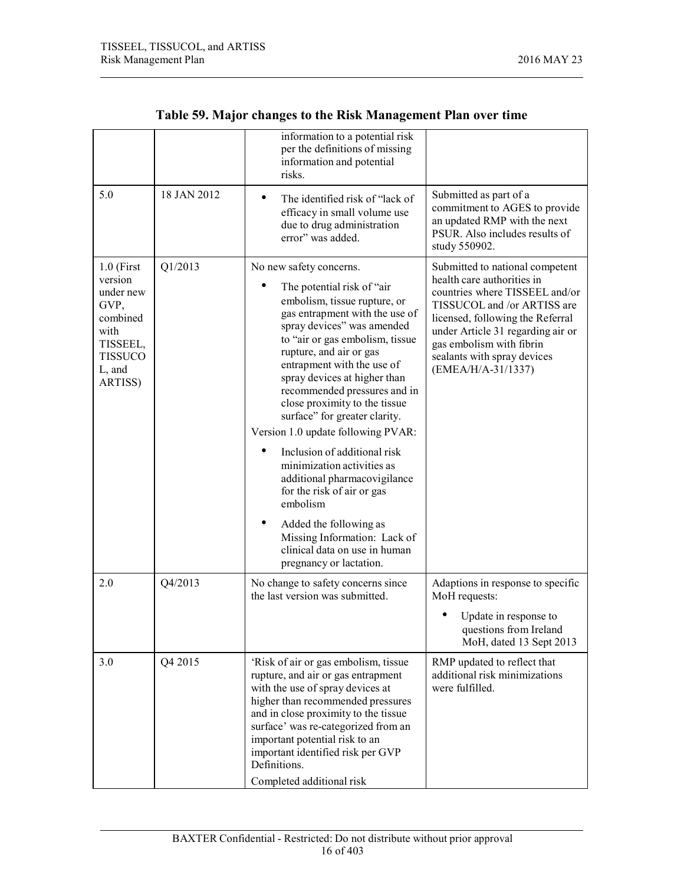**Table 59. Major changes to the Risk Management Plan over time**

| | | | |
|---|---|---|---|
| | | information to a potential risk per the definitions of missing information and potential risks. | |
| 5.0 | 18 JAN 2012 | • The identified risk of "lack of efficacy in small volume use due to drug administration error" was added. | Submitted as part of a commitment to AGES to provide an updated RMP with the next PSUR. Also includes results of study 550902. |
| 1.0 (First version under new GVP, combined with TISSEEL, TISSUCOL, and ARTISS) | Q1/2013 | No new safety concerns.<br>• The potential risk of "air embolism, tissue rupture, or gas entrapment with the use of spray devices" was amended to "air or gas embolism, tissue rupture, and air or gas entrapment with the use of spray devices at higher than recommended pressures and in close proximity to the tissue surface" for greater clarity.<br>Version 1.0 update following PVAR:<br>• Inclusion of additional risk minimization activities as additional pharmacovigilance for the risk of air or gas embolism<br>• Added the following as Missing Information: Lack of clinical data on use in human pregnancy or lactation. | Submitted to national competent health care authorities in countries where TISSEEL and/or TISSUCOL and /or ARTISS are licensed, following the Referral under Article 31 regarding air or gas embolism with fibrin sealants with spray devices (EMEA/H/A-31/1337) |
| 2.0 | Q4/2013 | No change to safety concerns since the last version was submitted. | Adaptions in response to specific MoH requests:<br>• Update in response to questions from Ireland MoH, dated 13 Sept 2013 |
| 3.0 | Q4 2015 | 'Risk of air or gas embolism, tissue rupture, and air or gas entrapment with the use of spray devices at higher than recommended pressures and in close proximity to the tissue surface' was re-categorized from an important potential risk to an important identified risk per GVP Definitions.<br>Completed additional risk | RMP updated to reflect that additional risk minimizations were fulfilled. |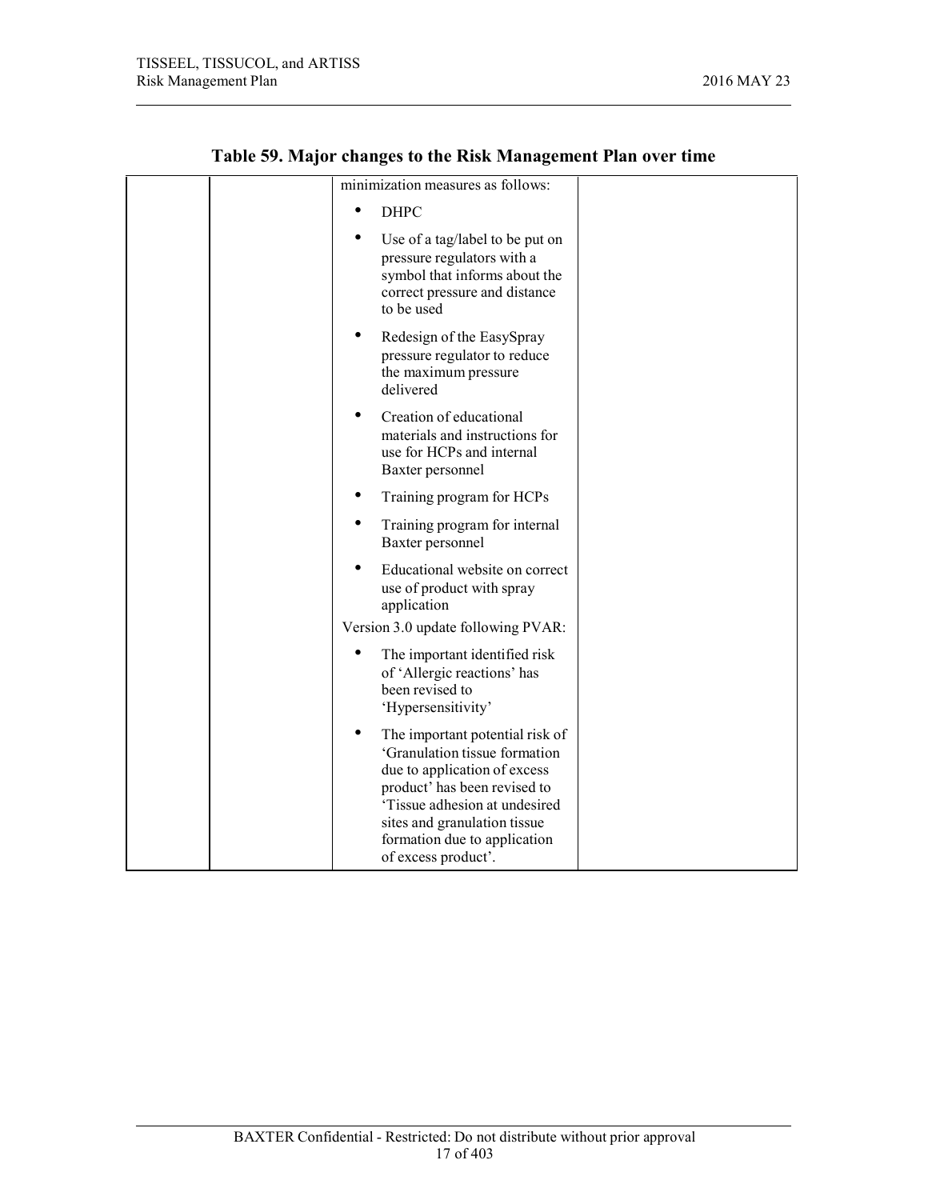**Table 59. Major changes to the Risk Management Plan over time**

| | | | |
|---|---|---|---|
| | | minimization measures as follows:<br>• DHPC<br>• Use of a tag/label to be put on pressure regulators with a symbol that informs about the correct pressure and distance to be used<br>• Redesign of the EasySpray pressure regulator to reduce the maximum pressure delivered<br>• Creation of educational materials and instructions for use for HCPs and internal Baxter personnel<br>• Training program for HCPs<br>• Training program for internal Baxter personnel<br>• Educational website on correct use of product with spray application<br>Version 3.0 update following PVAR:<br>• The important identified risk of 'Allergic reactions' has been revised to 'Hypersensitivity'<br>• The important potential risk of 'Granulation tissue formation due to application of excess product' has been revised to 'Tissue adhesion at undesired sites and granulation tissue formation due to application of excess product'. | |